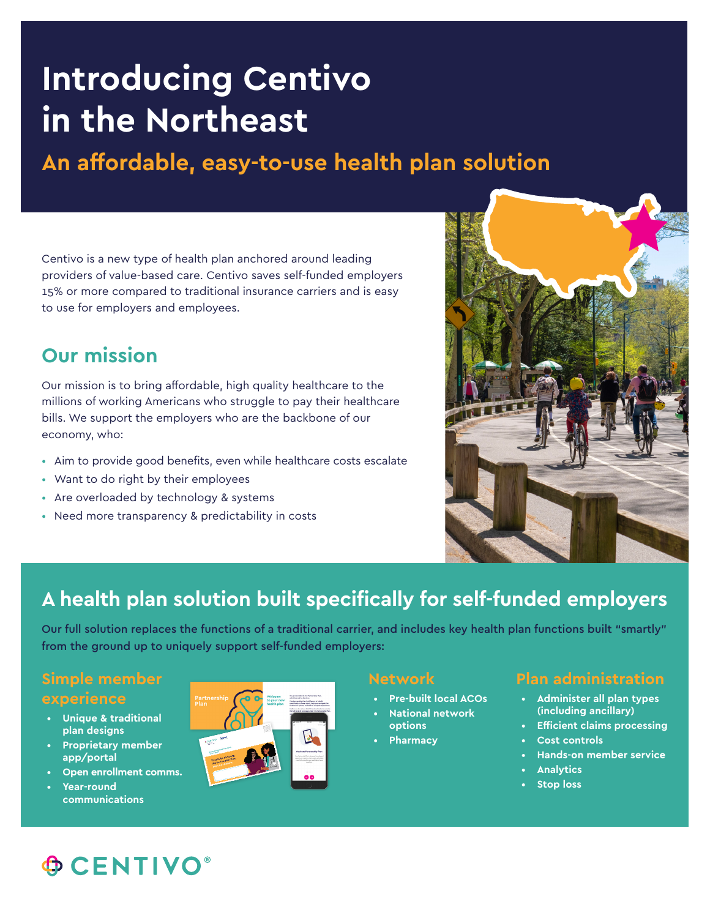# Introducing Centivo in the Northeast

## An affordable, easy-to-use health plan solution

Centivo is a new type of health plan anchored around leading providers of value-based care. Centivo saves self-funded employers 15% or more compared to traditional insurance carriers and is easy to use for employers and employees.

## Our mission

Our mission is to bring affordable, high quality healthcare to the millions of working Americans who struggle to pay their healthcare bills. We support the employers who are the backbone of our economy, who:

- Aim to provide good benefits, even while healthcare costs escalate
- Want to do right by their employees
- Are overloaded by technology & systems
- Need more transparency & predictability in costs

## A health plan solution built specifically for self-funded employers

Our full solution replaces the functions of a traditional carrier, and includes key health plan functions built "smartly" from the ground up to uniquely support self-funded employers:

### Simple member experience

- **Unique & traditional plan designs**
- **Proprietary member app/portal**
- **Open enrollment comms.**
- **Year-round communications**

### Network

- **Pre-built local ACOs**
- **National network options**
- **Pharmacy**

### Plan administration

- **Administer all plan types (including ancillary)**
- **Efficient claims processing**
- **Cost controls**
- **Hands-on member service**
- **Analytics**
- **Stop loss**

CENTIVO®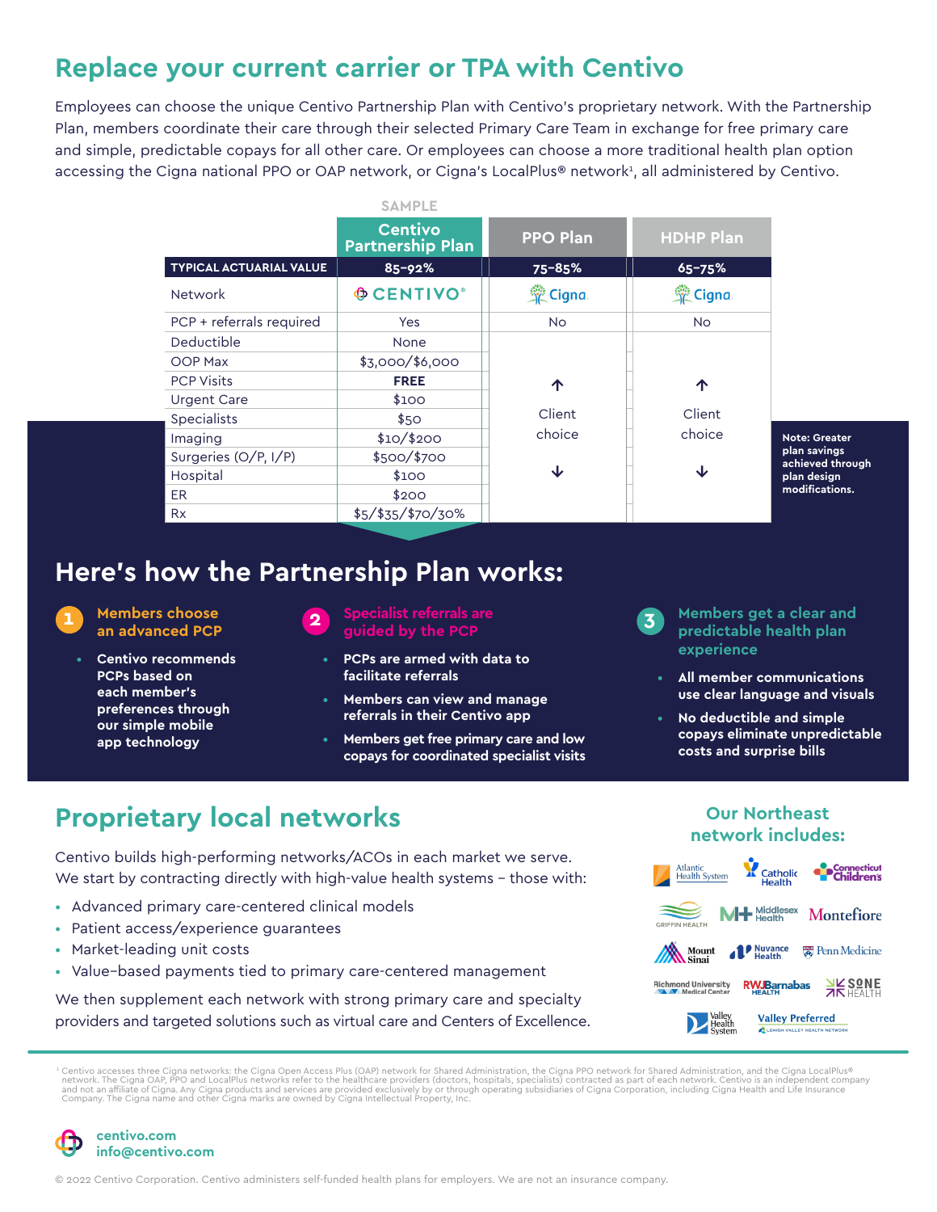## Replace your current carrier or TPA with Centivo

Employees can choose the unique Centivo Partnership Plan with Centivo's proprietary network. With the Partnership Plan, members coordinate their care through their selected Primary Care Team in exchange for free primary care and simple, predictable copays for all other care. Or employees can choose a more traditional health plan option accessing the Cigna national PPO or OAP network, or Cigna's LocalPlus® network[1], all administered by Centivo.

SAMPLE

| | Centivo Partnership Plan | PPO Plan | HDHP Plan |
|---|---|---|---|
| TYPICAL ACTUARIAL VALUE | 85–92% | 75–85% | 65–75% |
| Network | CENTIVO® | Cigna | Cigna |
| PCP + referrals required | Yes | No | No |
| Deductible | None | ↑ Client choice ↓ | ↑ Client choice ↓ |
| OOP Max | $3,000/$6,000 | | |
| PCP Visits | **FREE** | | |
| Urgent Care | $100 | | |
| Specialists | $50 | | |
| Imaging | $10/$200 | | |
| Surgeries (O/P, I/P) | $500/$700 | | |
| Hospital | $100 | | |
| ER | $200 | | |
| Rx | $5/$35/$70/30% | | |

**Note: Greater plan savings achieved through plan design modifications.**

## Here's how the Partnership Plan works:

### 1 Members choose an advanced PCP

- **Centivo recommends PCPs based on each member's preferences through our simple mobile app technology**

### 2 Specialist referrals are guided by the PCP

- **PCPs are armed with data to facilitate referrals**
- **Members can view and manage referrals in their Centivo app**
- **Members get free primary care and low copays for coordinated specialist visits**

### 3 Members get a clear and predictable health plan experience

- **All member communications use clear language and visuals**
- **No deductible and simple copays eliminate unpredictable costs and surprise bills**

## Proprietary local networks

Centivo builds high-performing networks/ACOs in each market we serve. We start by contracting directly with high-value health systems – those with:

- Advanced primary care-centered clinical models
- Patient access/experience guarantees
- Market-leading unit costs
- Value-based payments tied to primary care-centered management

We then supplement each network with strong primary care and specialty providers and targeted solutions such as virtual care and Centers of Excellence.

### Our Northeast network includes:

Atlantic Health System, Catholic Health, Connecticut Children's, Griffin Health, Middlesex Health, Montefiore, Mount Sinai, Nuvance Health, Penn Medicine, Richmond University Medical Center, RWJBarnabas Health, SOMOS Health, Valley Health System, Valley Preferred – Lehigh Valley Health Network

[1] Centivo accesses three Cigna networks: the Cigna Open Access Plus (OAP) network for Shared Administration, the Cigna PPO network for Shared Administration, and the Cigna LocalPlus® network. The Cigna OAP, PPO and LocalPlus networks refer to the healthcare providers (doctors, hospitals, specialists) contracted as part of each network. Centivo is an independent company and not an affiliate of Cigna. Any Cigna products and services are provided exclusively by or through operating subsidiaries of Cigna Corporation, including Cigna Health and Life Insurance Company. The Cigna name and other Cigna marks are owned by Cigna Intellectual Property, Inc.

centivo.com
info@centivo.com

© 2022 Centivo Corporation. Centivo administers self-funded health plans for employers. We are not an insurance company.